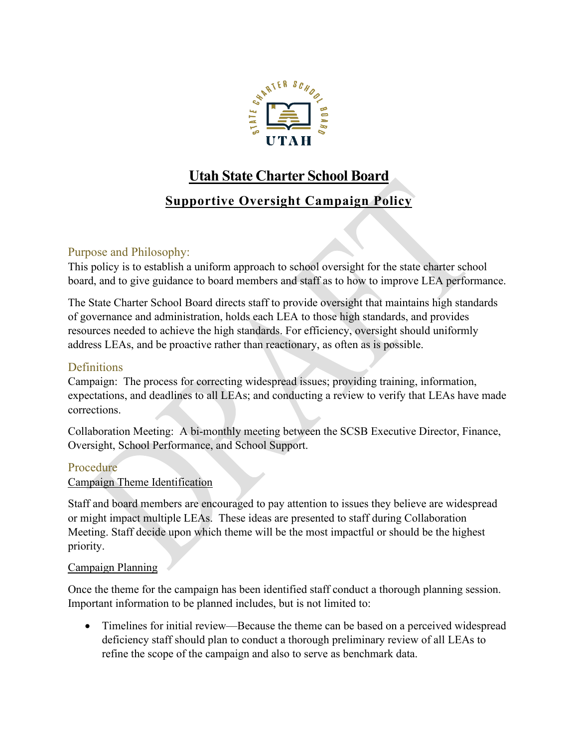# Utah State Charter School Board

## Supportive Oversight Campaign Policy

### Purpose and Philosophy:

This policy is to establish a uniform approach to school oversight for the state charter school board, and to give guidance to board members and staff as to how to improve LEA performance.

The State Charter School Board directs staff to provide oversight that maintains high standards of governance and administration, holds each LEA to those high standards, and provides resources needed to achieve the high standards. For efficiency, oversight should uniformly address LEAs, and be proactive rather than reactionary, as often as is possible.

### Definitions

Campaign: The process for correcting widespread issues; providing training, information, expectations, and deadlines to all LEAs; and conducting a review to verify that LEAs have made corrections.

Collaboration Meeting: A bi-monthly meeting between the SCSB Executive Director, Finance, Oversight, School Performance, and School Support.

### Procedure

#### Campaign Theme Identification

Staff and board members are encouraged to pay attention to issues they believe are widespread or might impact multiple LEAs. These ideas are presented to staff during Collaboration Meeting. Staff decide upon which theme will be the most impactful or should be the highest priority.

#### Campaign Planning

Once the theme for the campaign has been identified staff conduct a thorough planning session. Important information to be planned includes, but is not limited to:

- Timelines for initial review—Because the theme can be based on a perceived widespread deficiency staff should plan to conduct a thorough preliminary review of all LEAs to refine the scope of the campaign and also to serve as benchmark data.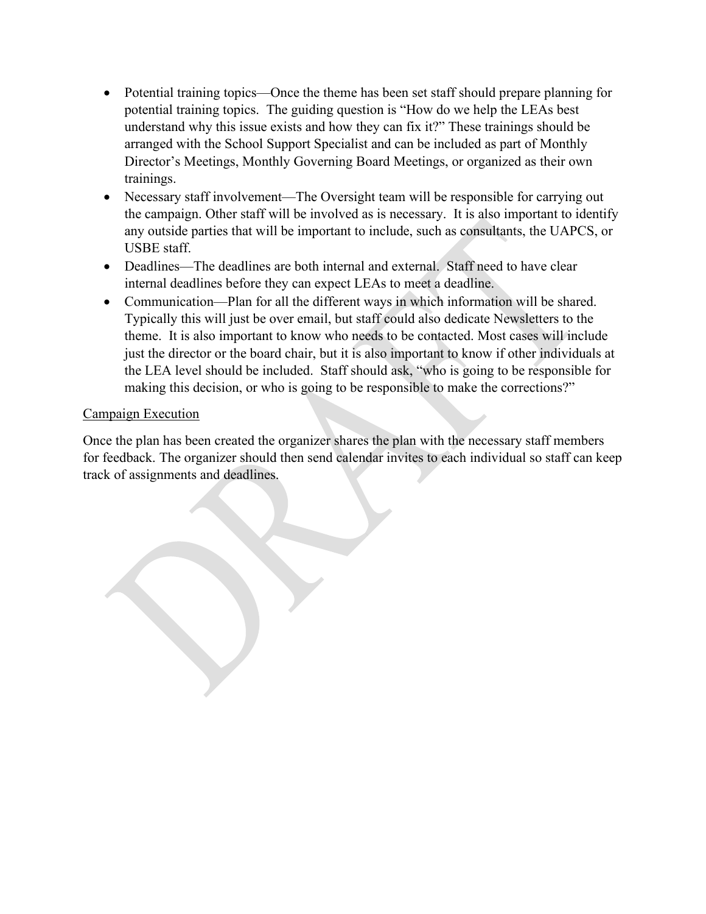- Potential training topics—Once the theme has been set staff should prepare planning for potential training topics. The guiding question is "How do we help the LEAs best understand why this issue exists and how they can fix it?" These trainings should be arranged with the School Support Specialist and can be included as part of Monthly Director's Meetings, Monthly Governing Board Meetings, or organized as their own trainings.
- Necessary staff involvement—The Oversight team will be responsible for carrying out the campaign. Other staff will be involved as is necessary. It is also important to identify any outside parties that will be important to include, such as consultants, the UAPCS, or USBE staff.
- Deadlines—The deadlines are both internal and external. Staff need to have clear internal deadlines before they can expect LEAs to meet a deadline.
- Communication—Plan for all the different ways in which information will be shared. Typically this will just be over email, but staff could also dedicate Newsletters to the theme. It is also important to know who needs to be contacted. Most cases will include just the director or the board chair, but it is also important to know if other individuals at the LEA level should be included. Staff should ask, "who is going to be responsible for making this decision, or who is going to be responsible to make the corrections?"

<u>Campaign Execution</u>

Once the plan has been created the organizer shares the plan with the necessary staff members for feedback. The organizer should then send calendar invites to each individual so staff can keep track of assignments and deadlines.